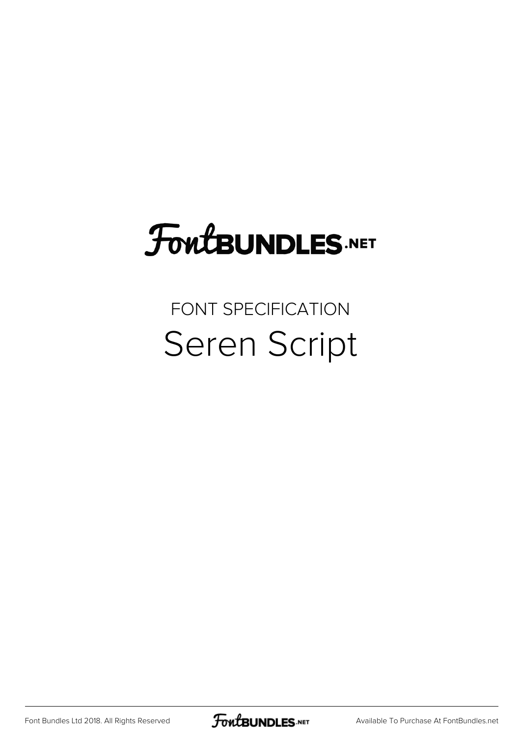# FontBUNDLES.NET

FONT SPECIFICATION

## Seren Script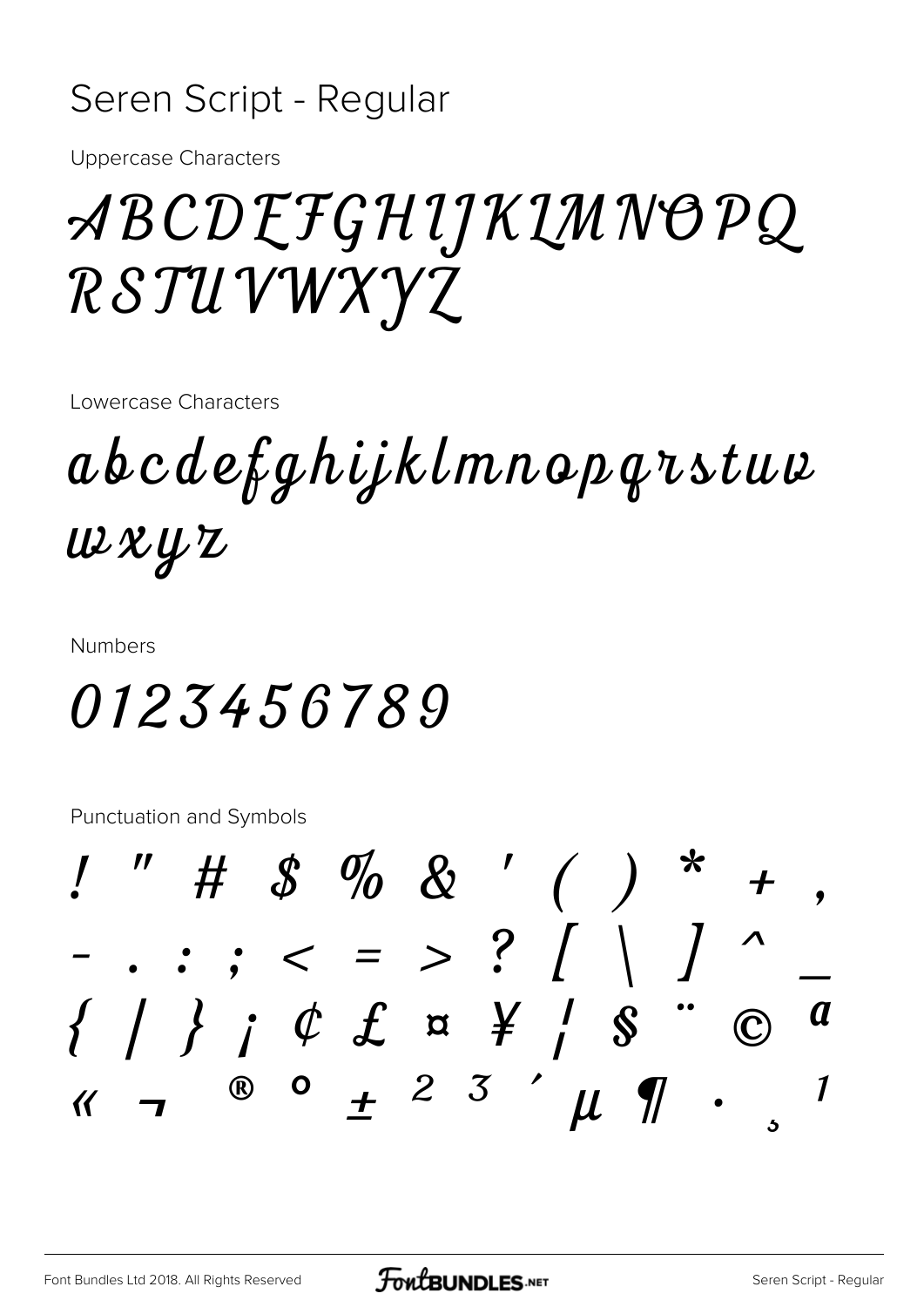# Seren Script - Regular

Uppercase Characters

ABCDEFGHIJKLMNOPQ
RSTUVWXYZ

Lowercase Characters

abcdefghijklmnopqrstuv
wxyz

Numbers

0123456789

Punctuation and Symbols

! " # $ % & ' ( ) * + ,
- . : ; < = > ? [ \ ] ^ _
{ | } ¡ ¢ £ ¤ ¥ ¦ § ¨ © ª
« ¬ ® ° ± ² ³ ´ µ ¶ · ¸ ¹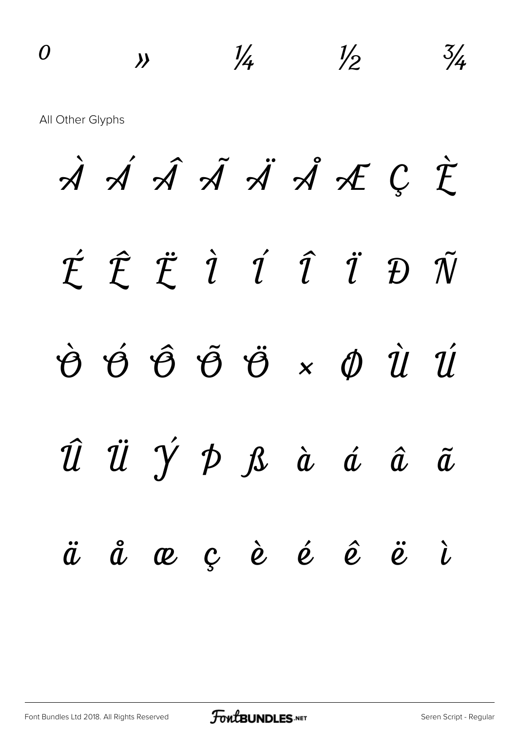º » ¼ ½ ¾

All Other Glyphs

À Á Â Ã Ä Å Æ Ç È

É Ê Ë Ì Í Î Ï Ð Ñ

Ò Ó Ô Õ Ö × Ø Ù Ú

Û Ü Ý Þ ß à á â ã

ä å æ ç è é ê ë ì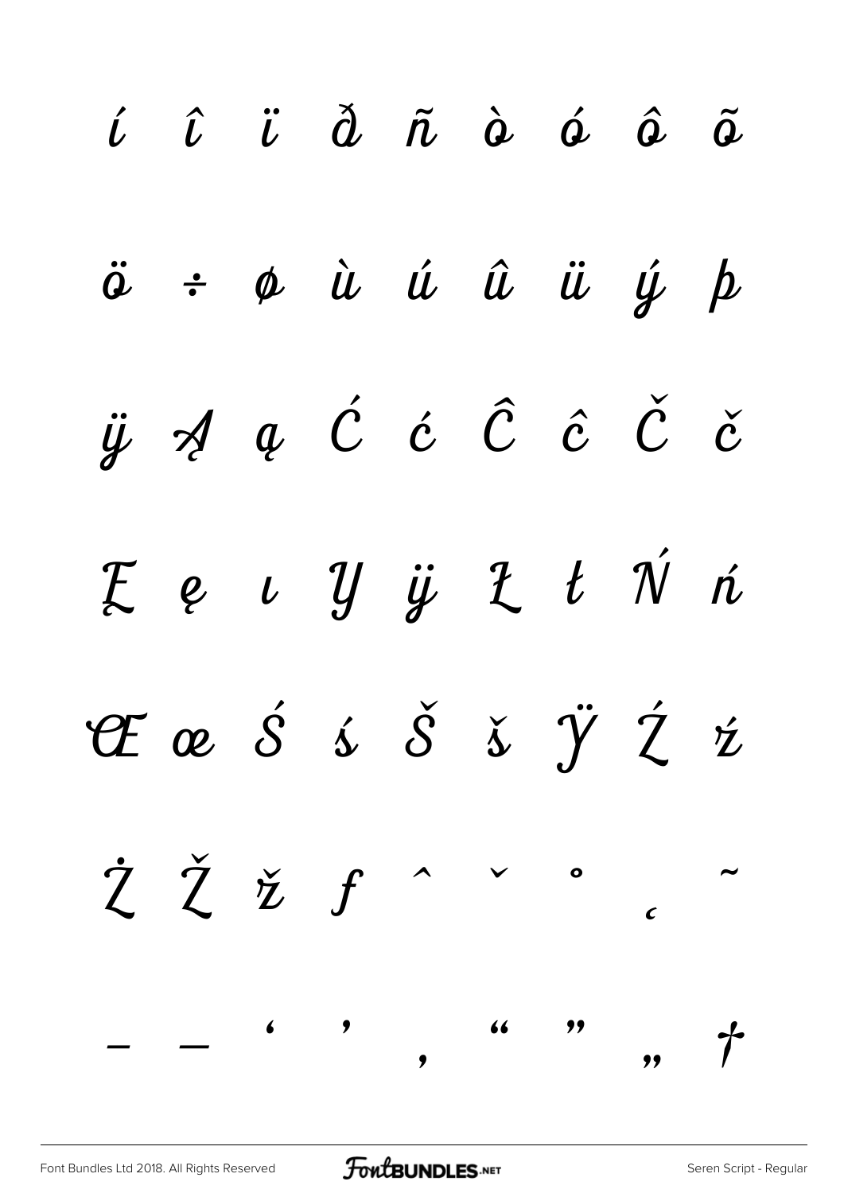í î ï ð ñ ò ó ô õ

ö ÷ ø ù ú û ü ý þ

ÿ Ą ą Ć ć Ĉ ĉ Č č

Ę ę ı Ÿ ÿ Ł ł Ń ń

Œ œ Ś ś Š š Ÿ Ź ź

Ż Ž ž ƒ ˆ ˇ ˚ ˛ ˜

– — ‘ ’ ‚ “ ” „ †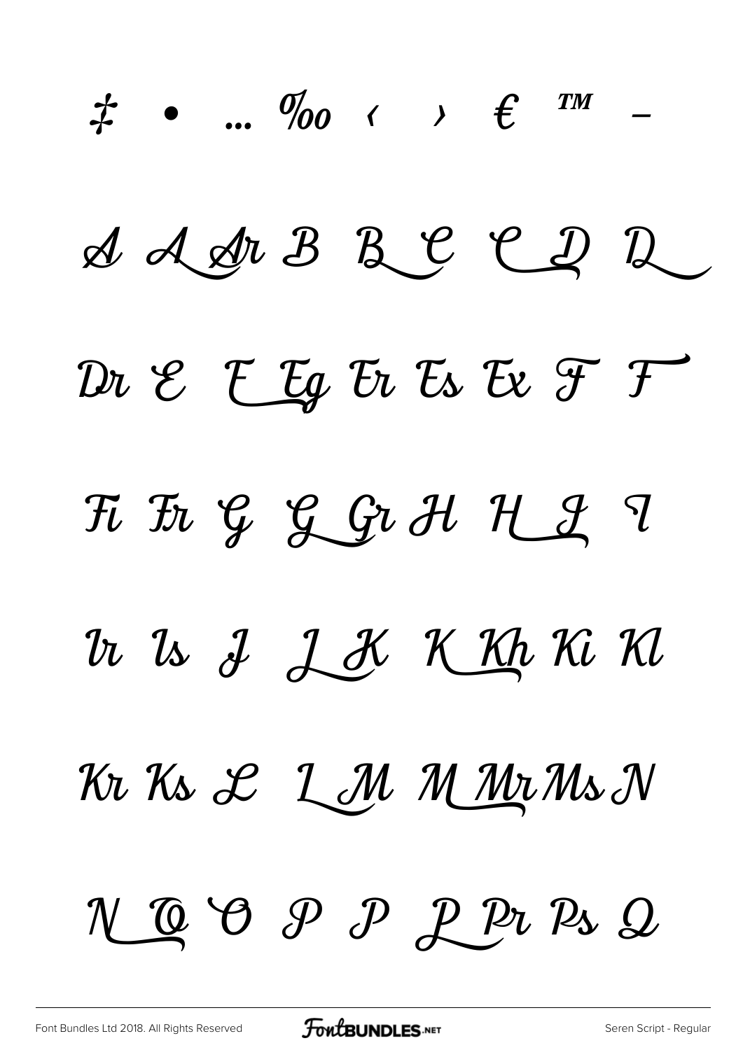‡ • … ‰ ‹ › € ™ –

A A Ar B B C C D D

Dr E E Eg Er Es Ex F F

Fi Fr G G Gr H H I I

Ir Is J J K K Kh Ki Kl

Kr Ks L L M M Mr Ms N

N O O P P P Pr Ps Q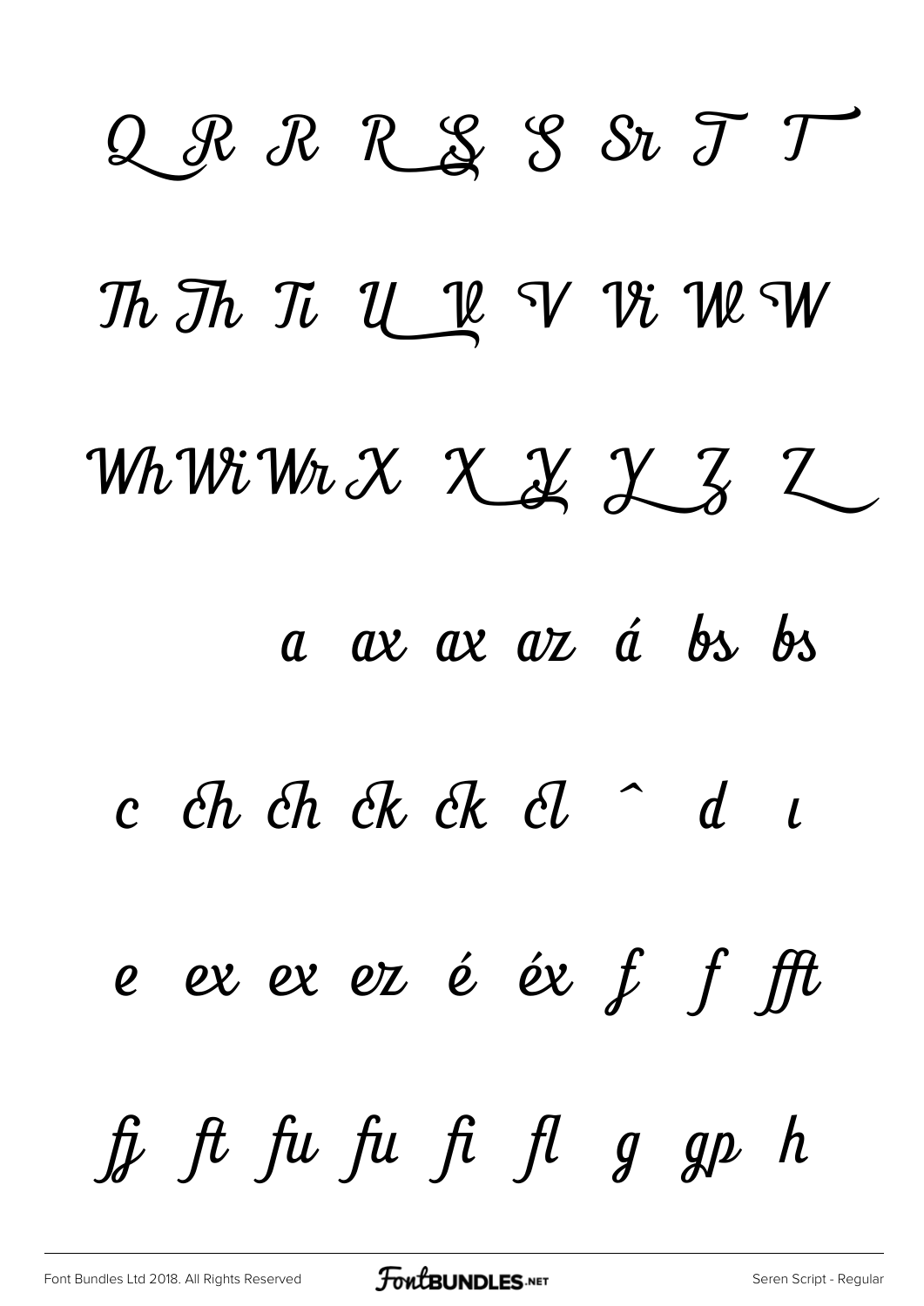Q R R R S S Sr T T

Th Th Ti U U V Vi W W

Wh Wi Wr X X Y Y Z Z

a ax ax az á bs bs

c ch ch ck ck cl ˆ d ı

e ex ex ez é éx f f fft

fj ft fu fu fi fl g gp h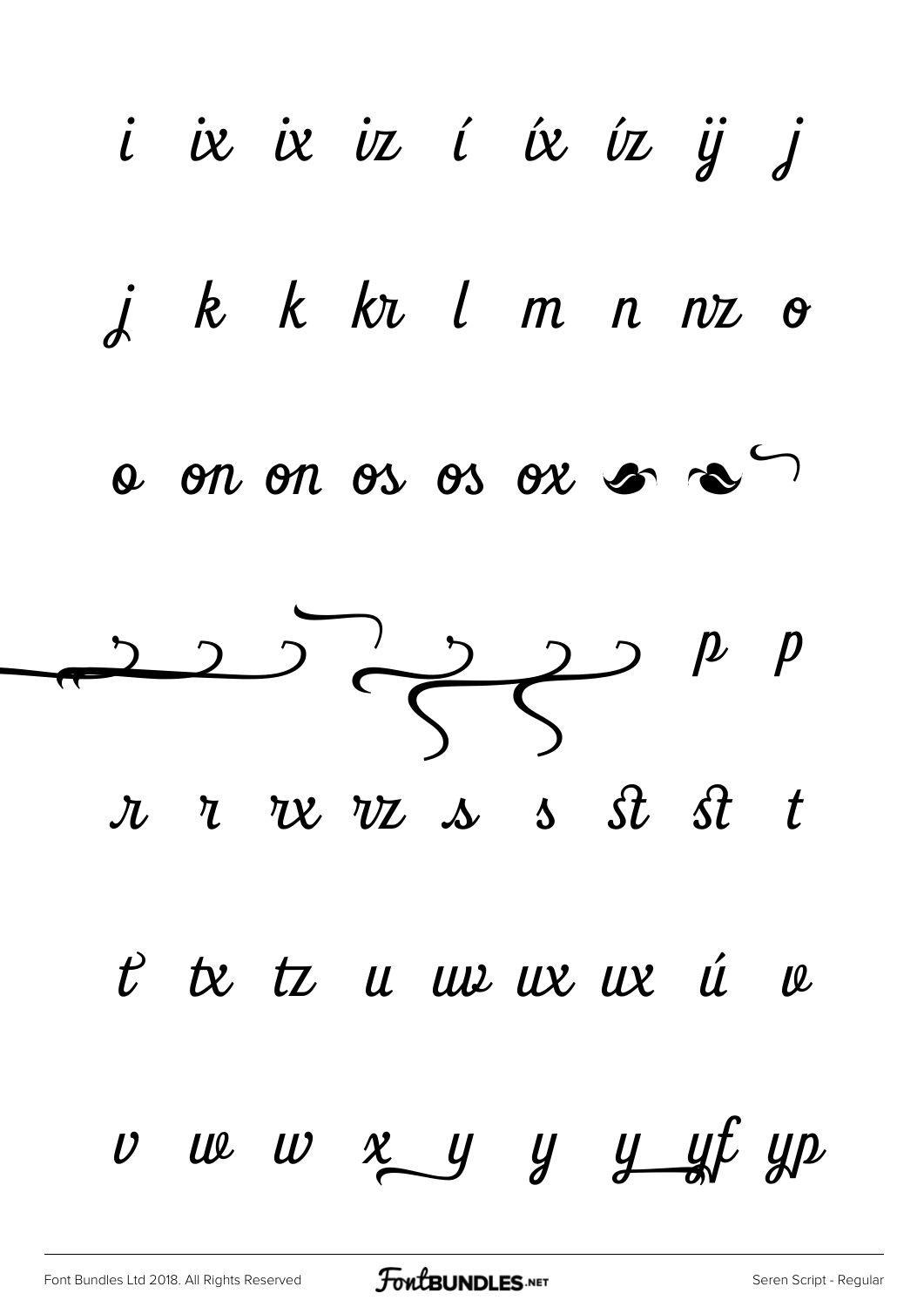i ix ix iz í íx íz ÿ j

j k k kr l m n nz o

o on on os os ox

p p

r r rx rz s s st st t

t tx tz u uw ux ux ú v

v w w x y y y yf yp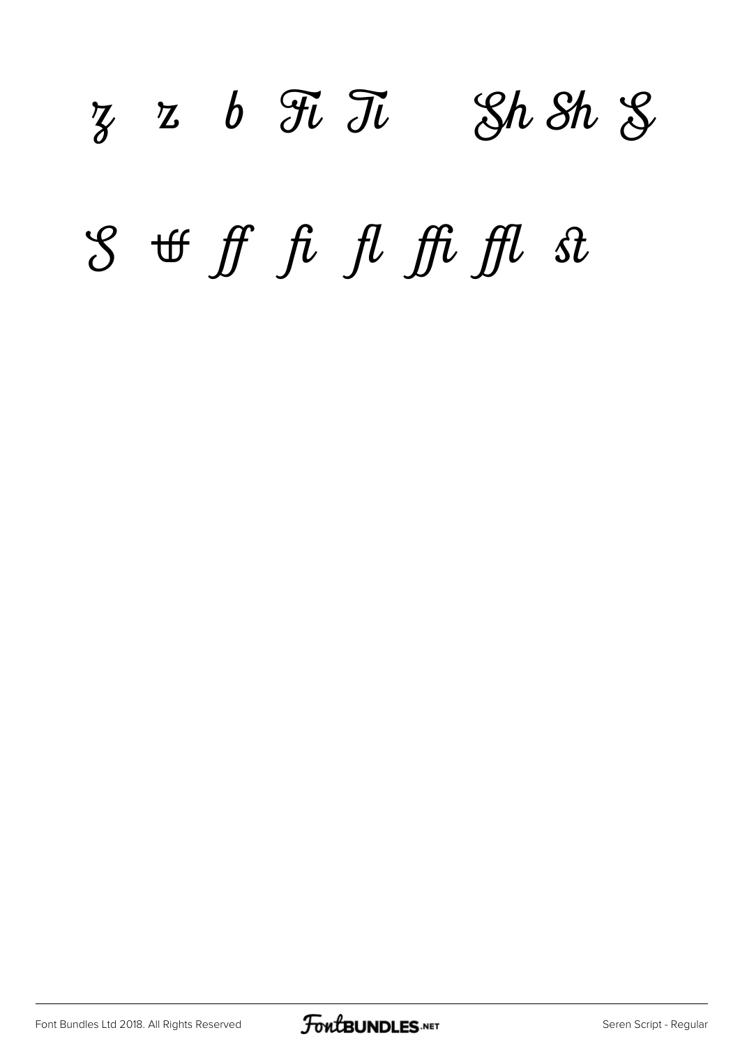z z b Fi Ti Sh Sh S

S tt ff fi fl ffi ffl st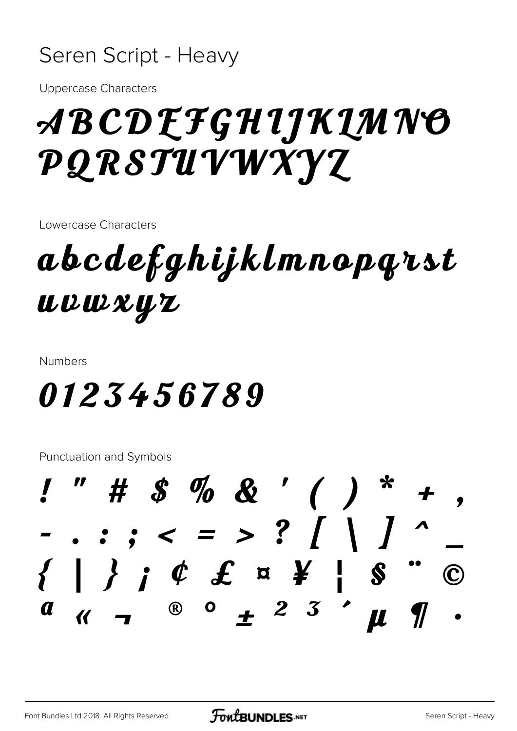# Seren Script - Heavy

Uppercase Characters

ABCDEFGHIJKLMNO
PQRSTUVWXYZ

Lowercase Characters

abcdefghijklmnopqrst
uvwxyz

Numbers

0123456789

Punctuation and Symbols

! " # $ % & ' ( ) * + ,
- . : ; < = > ? [ \ ] ^ _
{ | } ¡ ¢ £ ¤ ¥ ¦ § ¨ ©
ª « ¬ ® ° ± ² ³ ´ µ ¶ ·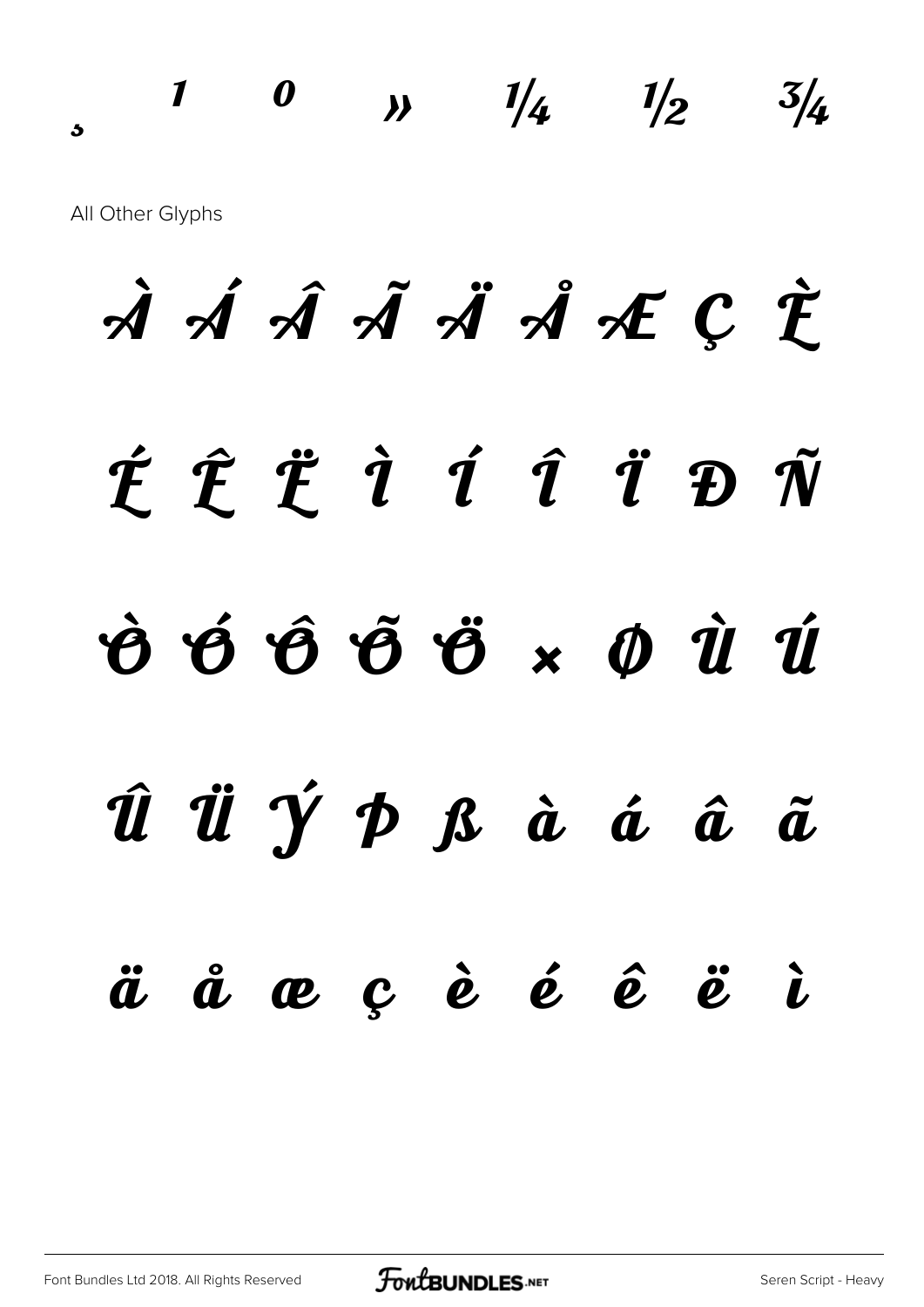¸ ¹ º » ¼ ½ ¾

All Other Glyphs

À Á Â Ã Ä Å Æ Ç È

É Ê Ë Ì Í Î Ï Ð Ñ

Ò Ó Ô Õ Ö × Ø Ù Ú

Û Ü Ý Þ ß à á â ã

ä å æ ç è é ê ë ì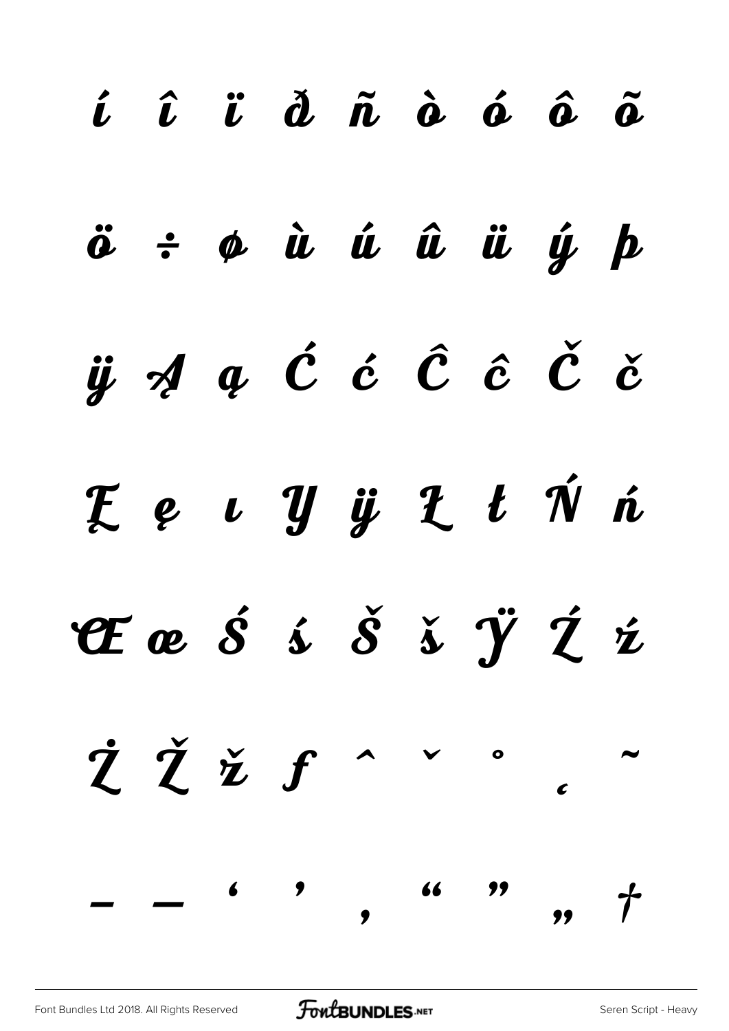í î ï ð ñ ò ó ô õ

ö ÷ ø ù ú û ü ý þ

ÿ Ą ą Ć ć Ĉ ĉ Č č

Ę ę ı Ÿ ÿ Ł ł Ń ń

Œ œ Ś ś Š š Ÿ Ź ź

Ż Ž ž ƒ ˆ ˇ ˚ ˛ ˜

– — ‘ ’ ‚ “ ” „ †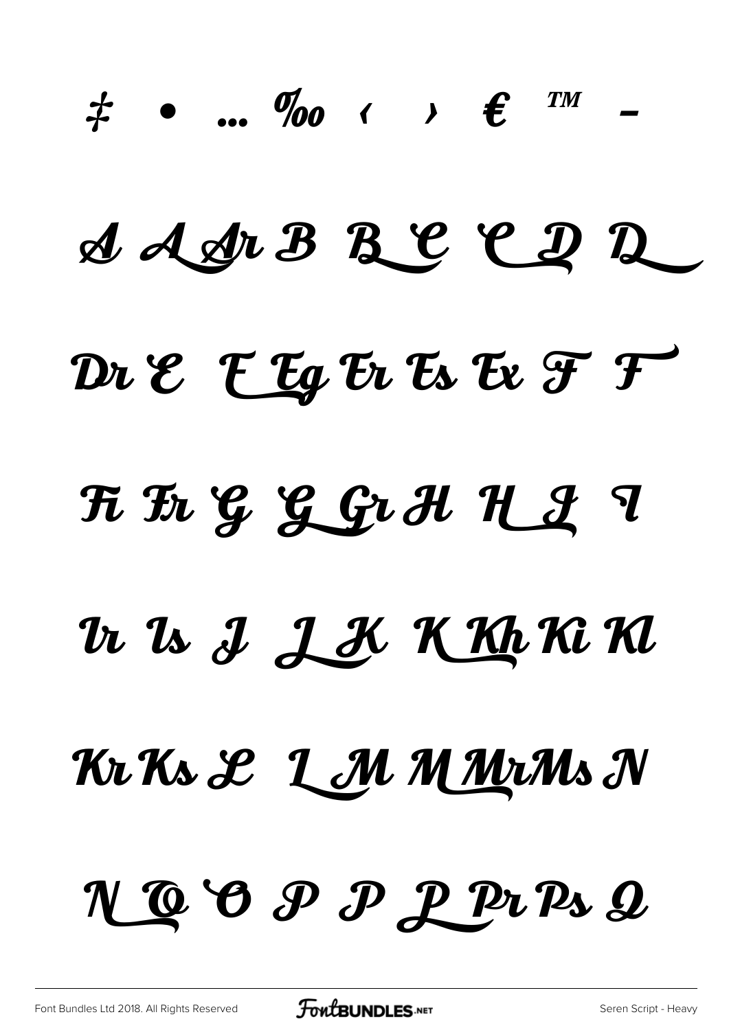‡ • … ‰ ‹ › € ™ –

A A Ar B B C C D D

Dr E E Eg Er Es Ex F F

Fi Fr G G Gr H H I I

Ir Is J J K K Kh Ki Kl

Kr Ks L L M M Mr Ms N

N O O P P P Pr Ps Q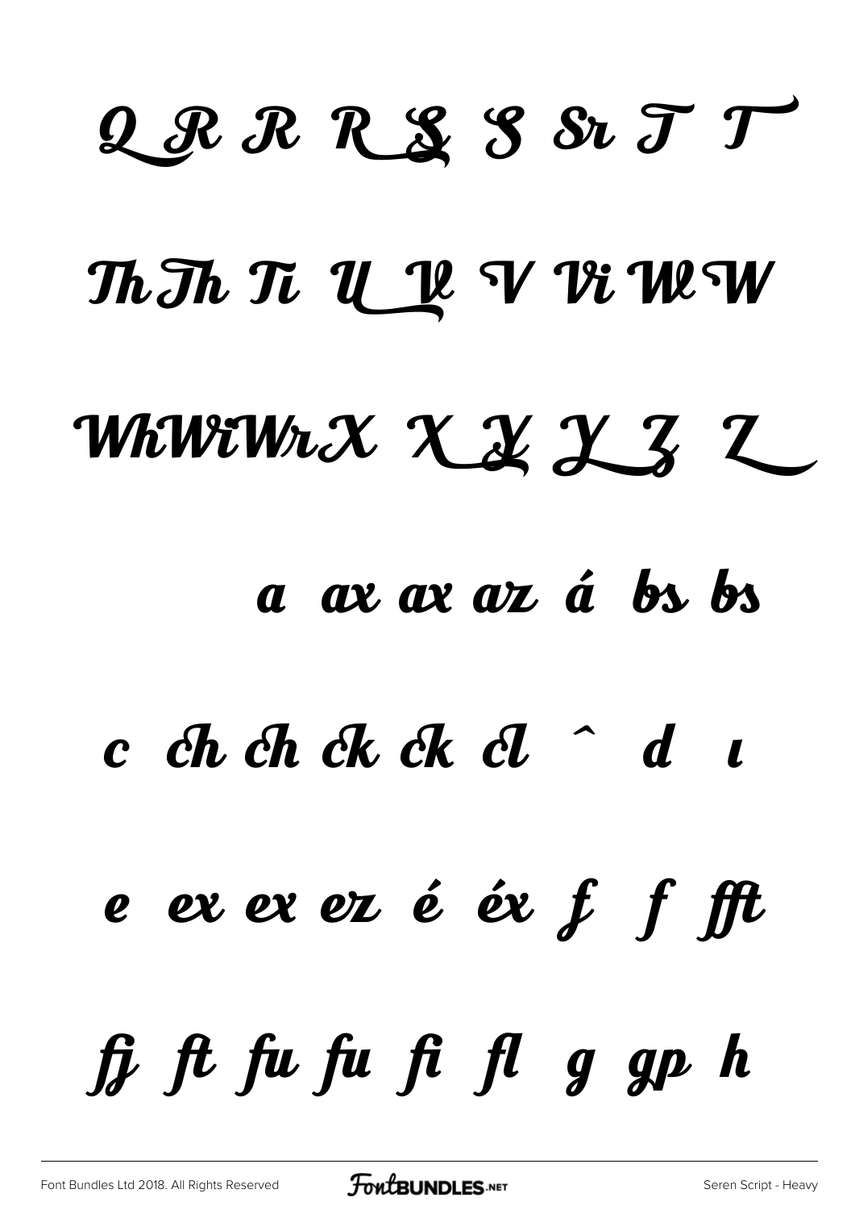Q R R R S S Sr T T

Th Th Ti U U V Vi W W

Wh Wi Wr X X Y Y Z Z

a ax ax az á bs bs

c ch ch ck ck cl ˆ d ı

e ex ex ez é éx f f fft

fj ft fu fu fi fl g gp h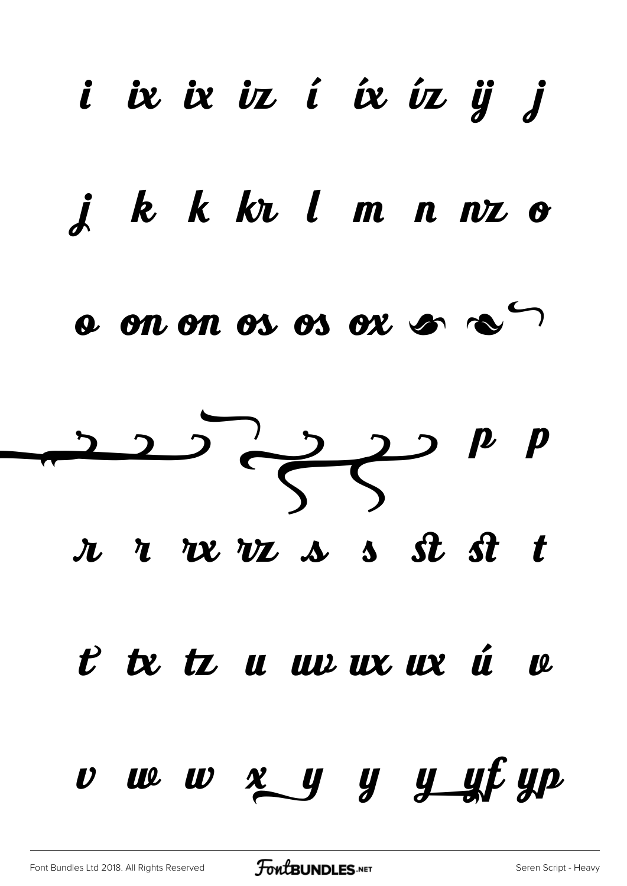i ix ix iz í íx íz ïj j

j k k kr l m n nz o

o on on os os ox

p p

r r rx rz s s st st t

t tx tz u uv ux ux ú v

v w w x y y y yf yp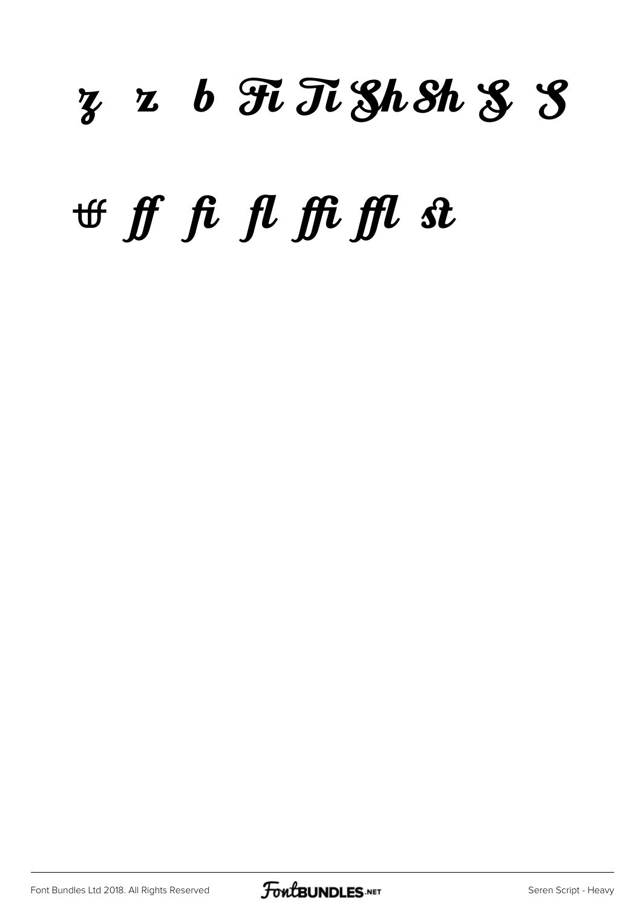ʒ ʑ b Fi Ti Sh Sh S S

ꝡ ff fi fl ffi ffl st